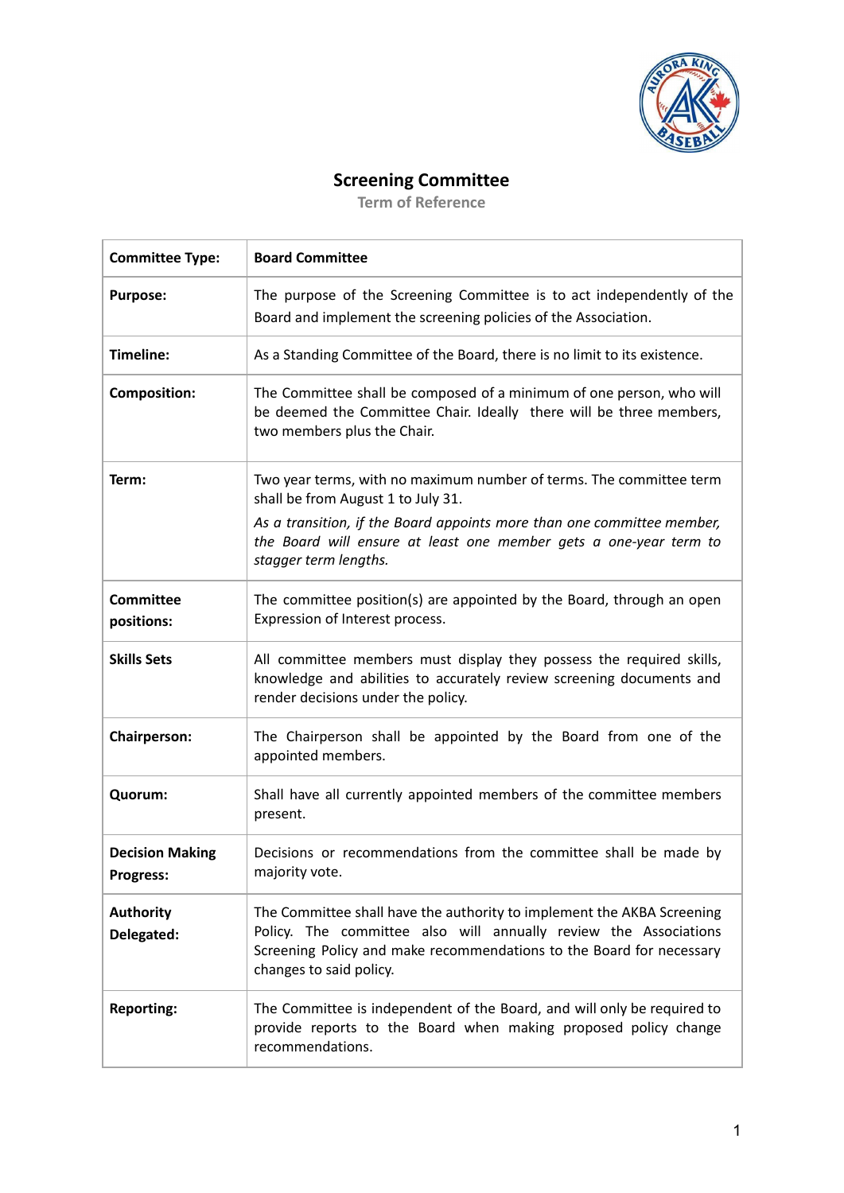# Screening Committee

## Term of Reference

| Committee Type: | **Board Committee** |
|---|---|
| **Purpose:** | The purpose of the Screening Committee is to act independently of the Board and implement the screening policies of the Association. |
| **Timeline:** | As a Standing Committee of the Board, there is no limit to its existence. |
| **Composition:** | The Committee shall be composed of a minimum of one person, who will be deemed the Committee Chair. Ideally there will be three members, two members plus the Chair. |
| **Term:** | Two year terms, with no maximum number of terms. The committee term shall be from August 1 to July 31. *As a transition, if the Board appoints more than one committee member, the Board will ensure at least one member gets a one-year term to stagger term lengths.* |
| **Committee positions:** | The committee position(s) are appointed by the Board, through an open Expression of Interest process. |
| **Skills Sets** | All committee members must display they possess the required skills, knowledge and abilities to accurately review screening documents and render decisions under the policy. |
| **Chairperson:** | The Chairperson shall be appointed by the Board from one of the appointed members. |
| **Quorum:** | Shall have all currently appointed members of the committee members present. |
| **Decision Making Progress:** | Decisions or recommendations from the committee shall be made by majority vote. |
| **Authority Delegated:** | The Committee shall have the authority to implement the AKBA Screening Policy. The committee also will annually review the Associations Screening Policy and make recommendations to the Board for necessary changes to said policy. |
| **Reporting:** | The Committee is independent of the Board, and will only be required to provide reports to the Board when making proposed policy change recommendations. |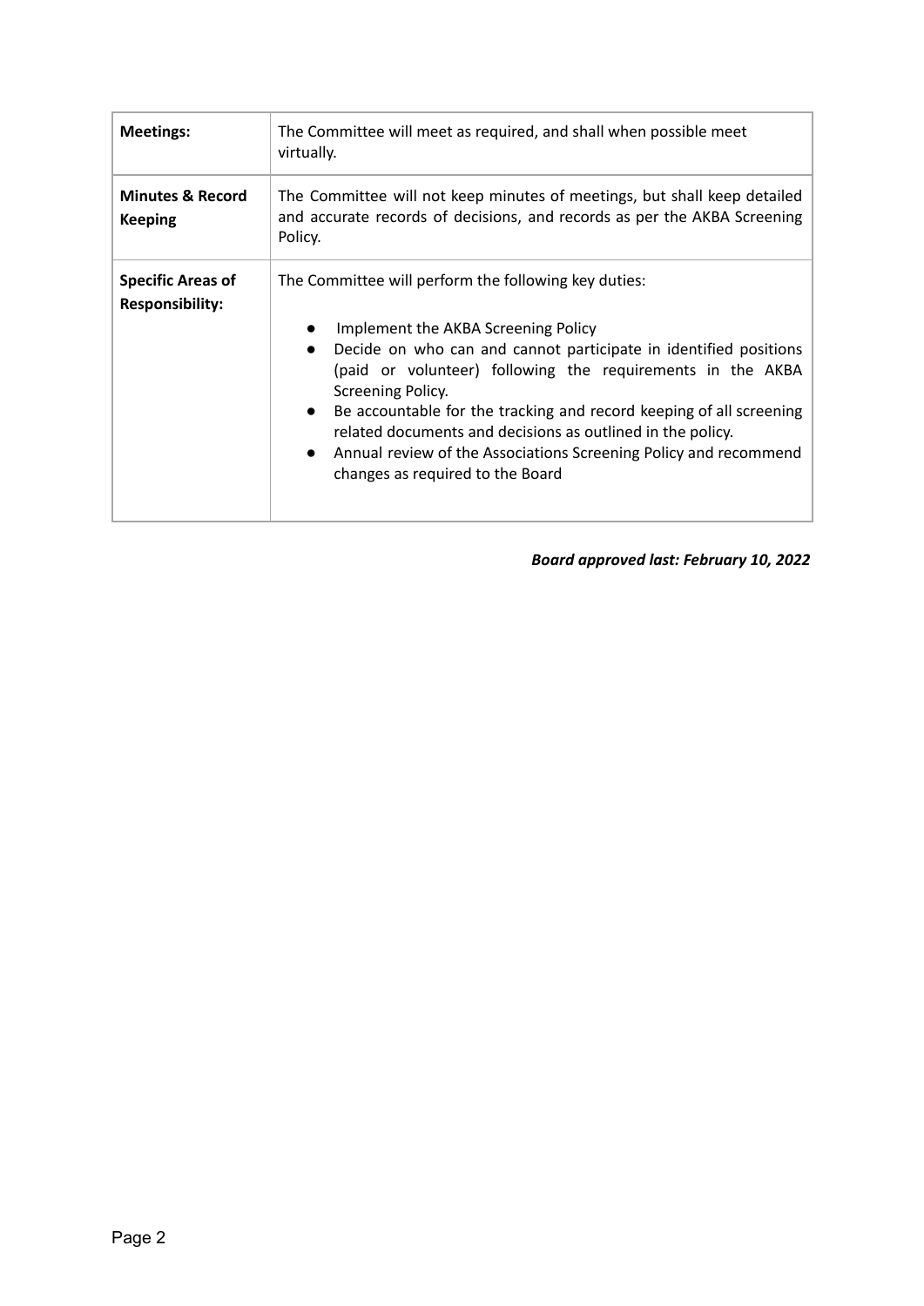| | |
|---|---|
| **Meetings:** | The Committee will meet as required, and shall when possible meet virtually. |
| **Minutes & Record Keeping** | The Committee will not keep minutes of meetings, but shall keep detailed and accurate records of decisions, and records as per the AKBA Screening Policy. |
| **Specific Areas of Responsibility:** | The Committee will perform the following key duties:<br><br>• Implement the AKBA Screening Policy<br>• Decide on who can and cannot participate in identified positions (paid or volunteer) following the requirements in the AKBA Screening Policy.<br>• Be accountable for the tracking and record keeping of all screening related documents and decisions as outlined in the policy.<br>• Annual review of the Associations Screening Policy and recommend changes as required to the Board |

***Board approved last: February 10, 2022***